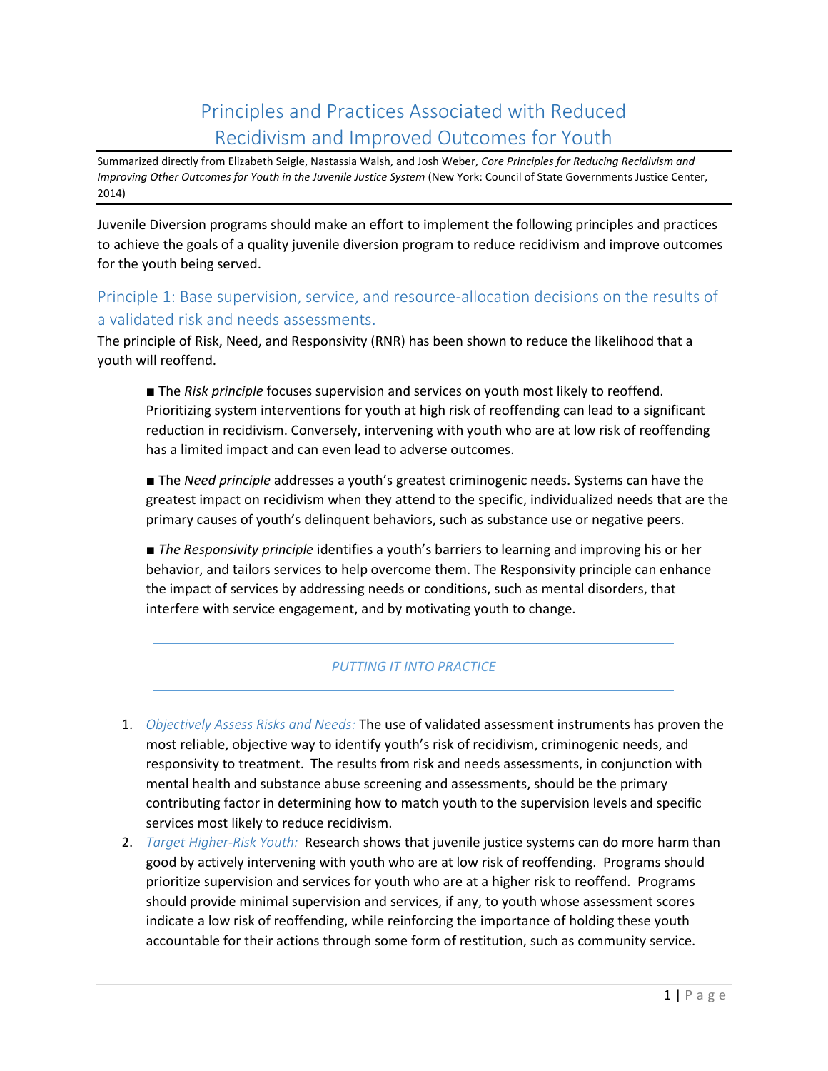# Principles and Practices Associated with Reduced Recidivism and Improved Outcomes for Youth

Summarized directly from Elizabeth Seigle, Nastassia Walsh, and Josh Weber, *Core Principles for Reducing Recidivism and Improving Other Outcomes for Youth in the Juvenile Justice System* (New York: Council of State Governments Justice Center, 2014)

---

Juvenile Diversion programs should make an effort to implement the following principles and practices to achieve the goals of a quality juvenile diversion program to reduce recidivism and improve outcomes for the youth being served.

## Principle 1: Base supervision, service, and resource-allocation decisions on the results of a validated risk and needs assessments.

The principle of Risk, Need, and Responsivity (RNR) has been shown to reduce the likelihood that a youth will reoffend.

- The *Risk principle* focuses supervision and services on youth most likely to reoffend. Prioritizing system interventions for youth at high risk of reoffending can lead to a significant reduction in recidivism. Conversely, intervening with youth who are at low risk of reoffending has a limited impact and can even lead to adverse outcomes.

- The *Need principle* addresses a youth's greatest criminogenic needs. Systems can have the greatest impact on recidivism when they attend to the specific, individualized needs that are the primary causes of youth's delinquent behaviors, such as substance use or negative peers.

- *The Responsivity principle* identifies a youth's barriers to learning and improving his or her behavior, and tailors services to help overcome them. The Responsivity principle can enhance the impact of services by addressing needs or conditions, such as mental disorders, that interfere with service engagement, and by motivating youth to change.

---

*PUTTING IT INTO PRACTICE*

---

1. *Objectively Assess Risks and Needs:* The use of validated assessment instruments has proven the most reliable, objective way to identify youth's risk of recidivism, criminogenic needs, and responsivity to treatment. The results from risk and needs assessments, in conjunction with mental health and substance abuse screening and assessments, should be the primary contributing factor in determining how to match youth to the supervision levels and specific services most likely to reduce recidivism.
2. *Target Higher-Risk Youth:* Research shows that juvenile justice systems can do more harm than good by actively intervening with youth who are at low risk of reoffending. Programs should prioritize supervision and services for youth who are at a higher risk to reoffend. Programs should provide minimal supervision and services, if any, to youth whose assessment scores indicate a low risk of reoffending, while reinforcing the importance of holding these youth accountable for their actions through some form of restitution, such as community service.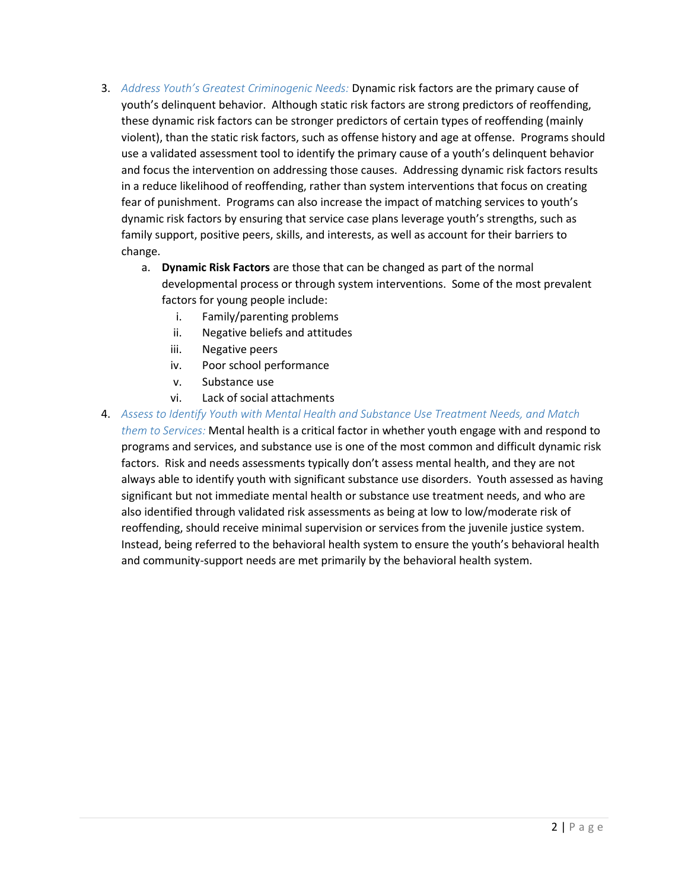3. *Address Youth's Greatest Criminogenic Needs:* Dynamic risk factors are the primary cause of youth's delinquent behavior. Although static risk factors are strong predictors of reoffending, these dynamic risk factors can be stronger predictors of certain types of reoffending (mainly violent), than the static risk factors, such as offense history and age at offense. Programs should use a validated assessment tool to identify the primary cause of a youth's delinquent behavior and focus the intervention on addressing those causes. Addressing dynamic risk factors results in a reduce likelihood of reoffending, rather than system interventions that focus on creating fear of punishment. Programs can also increase the impact of matching services to youth's dynamic risk factors by ensuring that service case plans leverage youth's strengths, such as family support, positive peers, skills, and interests, as well as account for their barriers to change.
    a. **Dynamic Risk Factors** are those that can be changed as part of the normal developmental process or through system interventions. Some of the most prevalent factors for young people include:
        i. Family/parenting problems
        ii. Negative beliefs and attitudes
        iii. Negative peers
        iv. Poor school performance
        v. Substance use
        vi. Lack of social attachments
4. *Assess to Identify Youth with Mental Health and Substance Use Treatment Needs, and Match them to Services:* Mental health is a critical factor in whether youth engage with and respond to programs and services, and substance use is one of the most common and difficult dynamic risk factors. Risk and needs assessments typically don't assess mental health, and they are not always able to identify youth with significant substance use disorders. Youth assessed as having significant but not immediate mental health or substance use treatment needs, and who are also identified through validated risk assessments as being at low to low/moderate risk of reoffending, should receive minimal supervision or services from the juvenile justice system. Instead, being referred to the behavioral health system to ensure the youth's behavioral health and community-support needs are met primarily by the behavioral health system.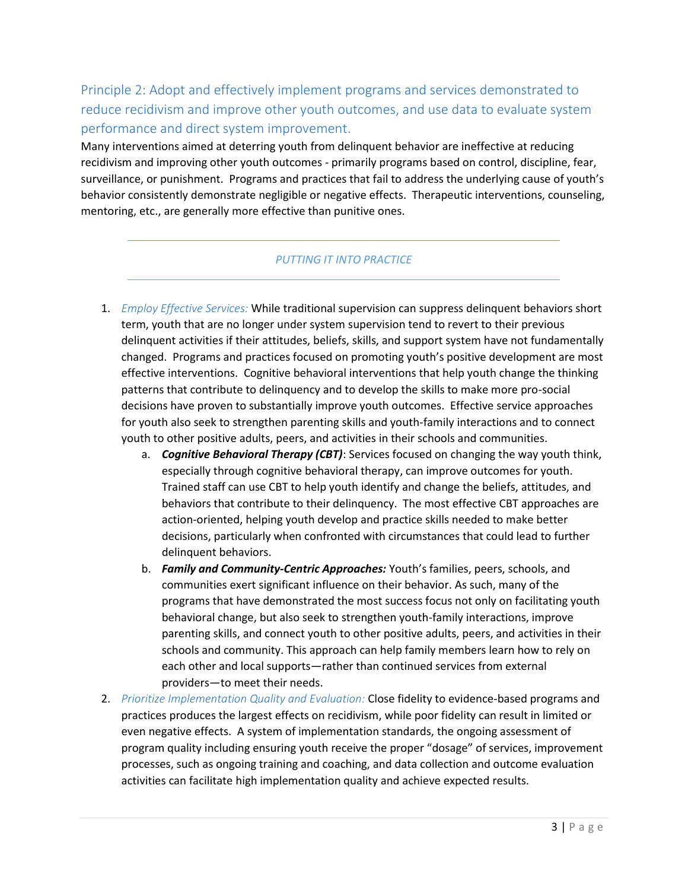## Principle 2: Adopt and effectively implement programs and services demonstrated to reduce recidivism and improve other youth outcomes, and use data to evaluate system performance and direct system improvement.

Many interventions aimed at deterring youth from delinquent behavior are ineffective at reducing recidivism and improving other youth outcomes - primarily programs based on control, discipline, fear, surveillance, or punishment. Programs and practices that fail to address the underlying cause of youth's behavior consistently demonstrate negligible or negative effects. Therapeutic interventions, counseling, mentoring, etc., are generally more effective than punitive ones.

---

*PUTTING IT INTO PRACTICE*

---

1. *Employ Effective Services:* While traditional supervision can suppress delinquent behaviors short term, youth that are no longer under system supervision tend to revert to their previous delinquent activities if their attitudes, beliefs, skills, and support system have not fundamentally changed. Programs and practices focused on promoting youth's positive development are most effective interventions. Cognitive behavioral interventions that help youth change the thinking patterns that contribute to delinquency and to develop the skills to make more pro-social decisions have proven to substantially improve youth outcomes. Effective service approaches for youth also seek to strengthen parenting skills and youth-family interactions and to connect youth to other positive adults, peers, and activities in their schools and communities.
   a. ***Cognitive Behavioral Therapy (CBT)***: Services focused on changing the way youth think, especially through cognitive behavioral therapy, can improve outcomes for youth. Trained staff can use CBT to help youth identify and change the beliefs, attitudes, and behaviors that contribute to their delinquency. The most effective CBT approaches are action-oriented, helping youth develop and practice skills needed to make better decisions, particularly when confronted with circumstances that could lead to further delinquent behaviors.
   b. ***Family and Community-Centric Approaches:*** Youth's families, peers, schools, and communities exert significant influence on their behavior. As such, many of the programs that have demonstrated the most success focus not only on facilitating youth behavioral change, but also seek to strengthen youth-family interactions, improve parenting skills, and connect youth to other positive adults, peers, and activities in their schools and community. This approach can help family members learn how to rely on each other and local supports—rather than continued services from external providers—to meet their needs.
2. *Prioritize Implementation Quality and Evaluation:* Close fidelity to evidence-based programs and practices produces the largest effects on recidivism, while poor fidelity can result in limited or even negative effects. A system of implementation standards, the ongoing assessment of program quality including ensuring youth receive the proper "dosage" of services, improvement processes, such as ongoing training and coaching, and data collection and outcome evaluation activities can facilitate high implementation quality and achieve expected results.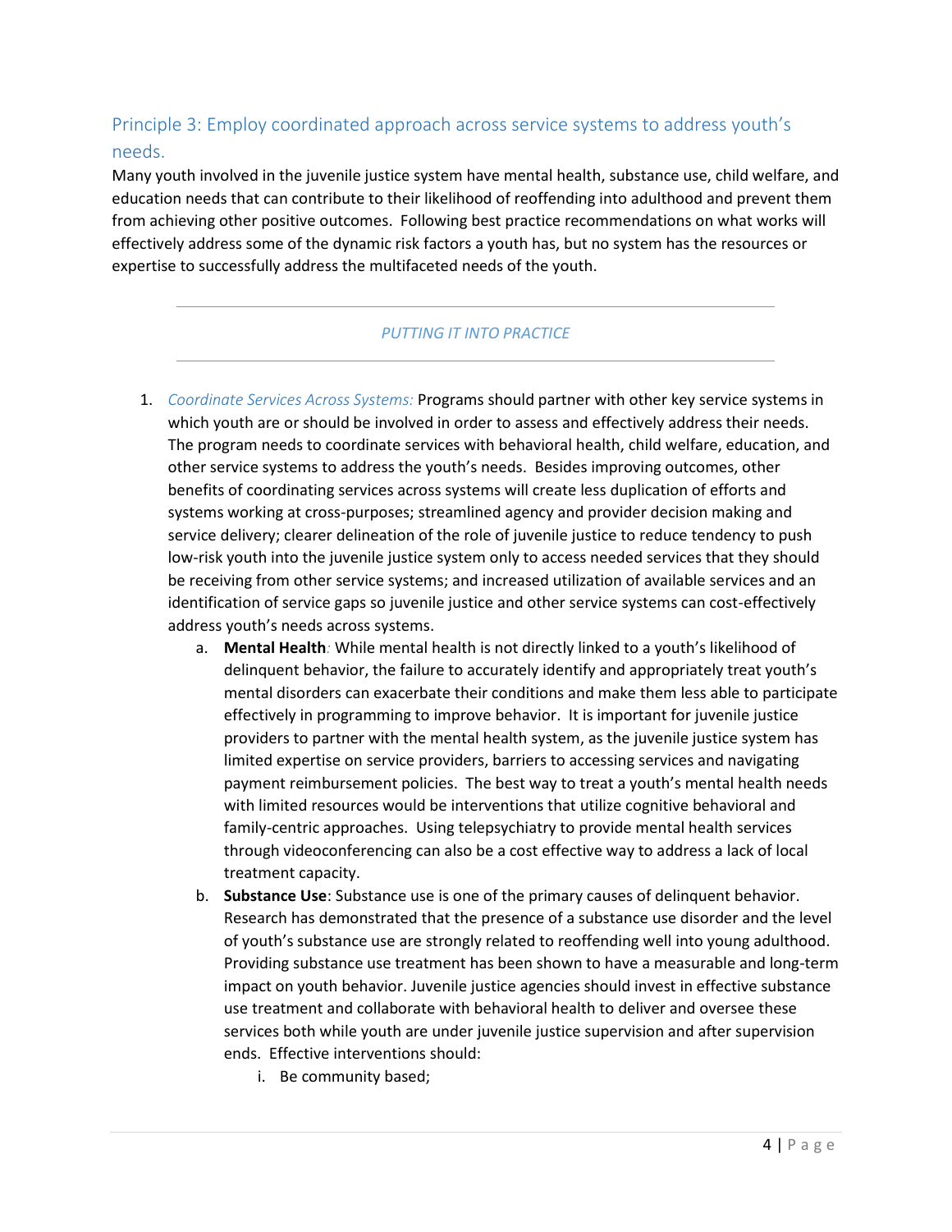## Principle 3: Employ coordinated approach across service systems to address youth's needs.

Many youth involved in the juvenile justice system have mental health, substance use, child welfare, and education needs that can contribute to their likelihood of reoffending into adulthood and prevent them from achieving other positive outcomes. Following best practice recommendations on what works will effectively address some of the dynamic risk factors a youth has, but no system has the resources or expertise to successfully address the multifaceted needs of the youth.

---

*PUTTING IT INTO PRACTICE*

---

1. *Coordinate Services Across Systems:* Programs should partner with other key service systems in which youth are or should be involved in order to assess and effectively address their needs. The program needs to coordinate services with behavioral health, child welfare, education, and other service systems to address the youth's needs. Besides improving outcomes, other benefits of coordinating services across systems will create less duplication of efforts and systems working at cross-purposes; streamlined agency and provider decision making and service delivery; clearer delineation of the role of juvenile justice to reduce tendency to push low-risk youth into the juvenile justice system only to access needed services that they should be receiving from other service systems; and increased utilization of available services and an identification of service gaps so juvenile justice and other service systems can cost-effectively address youth's needs across systems.
   a. **Mental Health**: While mental health is not directly linked to a youth's likelihood of delinquent behavior, the failure to accurately identify and appropriately treat youth's mental disorders can exacerbate their conditions and make them less able to participate effectively in programming to improve behavior. It is important for juvenile justice providers to partner with the mental health system, as the juvenile justice system has limited expertise on service providers, barriers to accessing services and navigating payment reimbursement policies. The best way to treat a youth's mental health needs with limited resources would be interventions that utilize cognitive behavioral and family-centric approaches. Using telepsychiatry to provide mental health services through videoconferencing can also be a cost effective way to address a lack of local treatment capacity.
   b. **Substance Use**: Substance use is one of the primary causes of delinquent behavior. Research has demonstrated that the presence of a substance use disorder and the level of youth's substance use are strongly related to reoffending well into young adulthood. Providing substance use treatment has been shown to have a measurable and long-term impact on youth behavior. Juvenile justice agencies should invest in effective substance use treatment and collaborate with behavioral health to deliver and oversee these services both while youth are under juvenile justice supervision and after supervision ends. Effective interventions should:
      i. Be community based;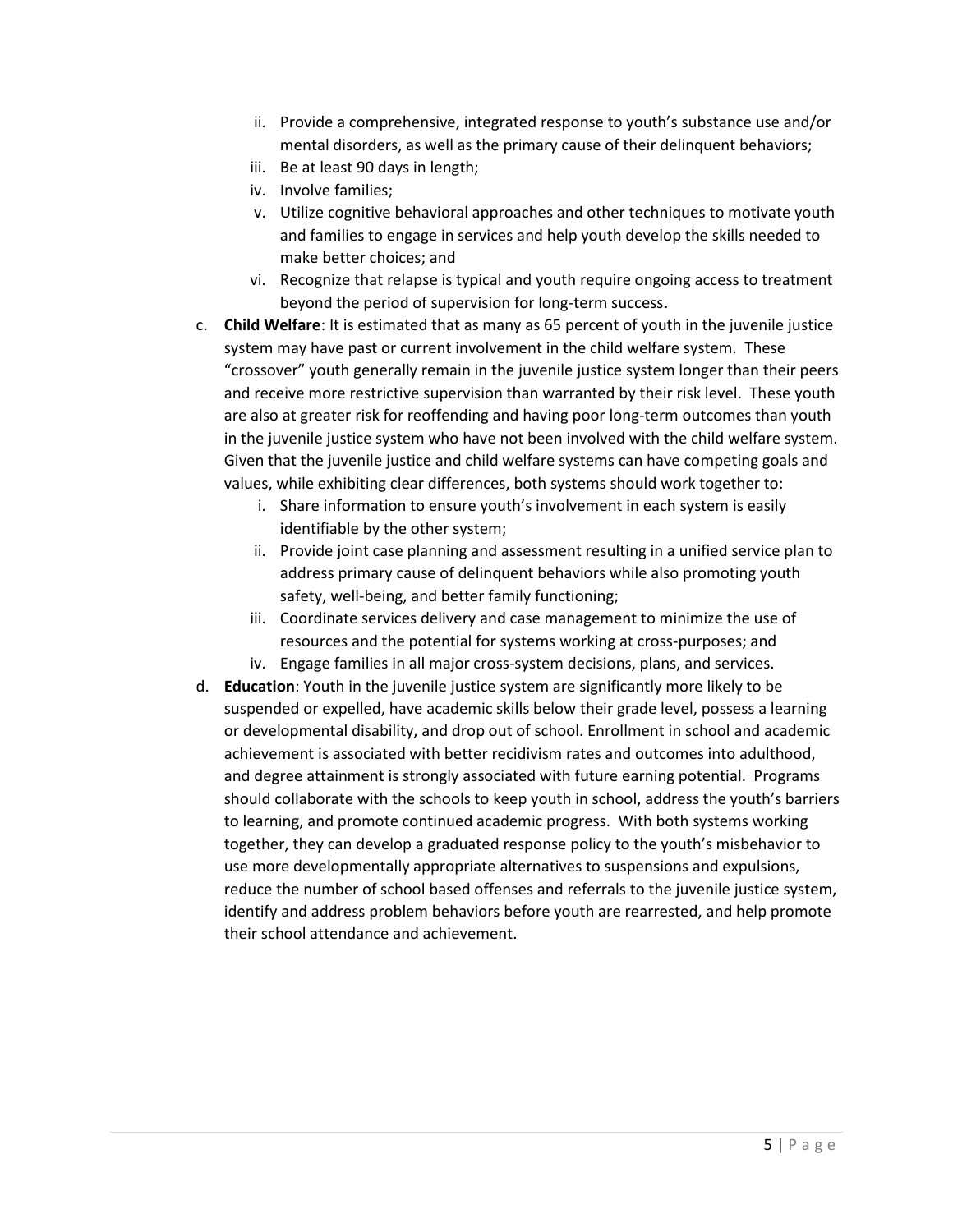ii. Provide a comprehensive, integrated response to youth's substance use and/or mental disorders, as well as the primary cause of their delinquent behaviors;
  iii. Be at least 90 days in length;
  iv. Involve families;
  v. Utilize cognitive behavioral approaches and other techniques to motivate youth and families to engage in services and help youth develop the skills needed to make better choices; and
  vi. Recognize that relapse is typical and youth require ongoing access to treatment beyond the period of supervision for long-term success**.**

c. **Child Welfare**: It is estimated that as many as 65 percent of youth in the juvenile justice system may have past or current involvement in the child welfare system. These "crossover" youth generally remain in the juvenile justice system longer than their peers and receive more restrictive supervision than warranted by their risk level. These youth are also at greater risk for reoffending and having poor long-term outcomes than youth in the juvenile justice system who have not been involved with the child welfare system. Given that the juvenile justice and child welfare systems can have competing goals and values, while exhibiting clear differences, both systems should work together to:
  i. Share information to ensure youth's involvement in each system is easily identifiable by the other system;
  ii. Provide joint case planning and assessment resulting in a unified service plan to address primary cause of delinquent behaviors while also promoting youth safety, well-being, and better family functioning;
  iii. Coordinate services delivery and case management to minimize the use of resources and the potential for systems working at cross-purposes; and
  iv. Engage families in all major cross-system decisions, plans, and services.

d. **Education**: Youth in the juvenile justice system are significantly more likely to be suspended or expelled, have academic skills below their grade level, possess a learning or developmental disability, and drop out of school. Enrollment in school and academic achievement is associated with better recidivism rates and outcomes into adulthood, and degree attainment is strongly associated with future earning potential. Programs should collaborate with the schools to keep youth in school, address the youth's barriers to learning, and promote continued academic progress. With both systems working together, they can develop a graduated response policy to the youth's misbehavior to use more developmentally appropriate alternatives to suspensions and expulsions, reduce the number of school based offenses and referrals to the juvenile justice system, identify and address problem behaviors before youth are rearrested, and help promote their school attendance and achievement.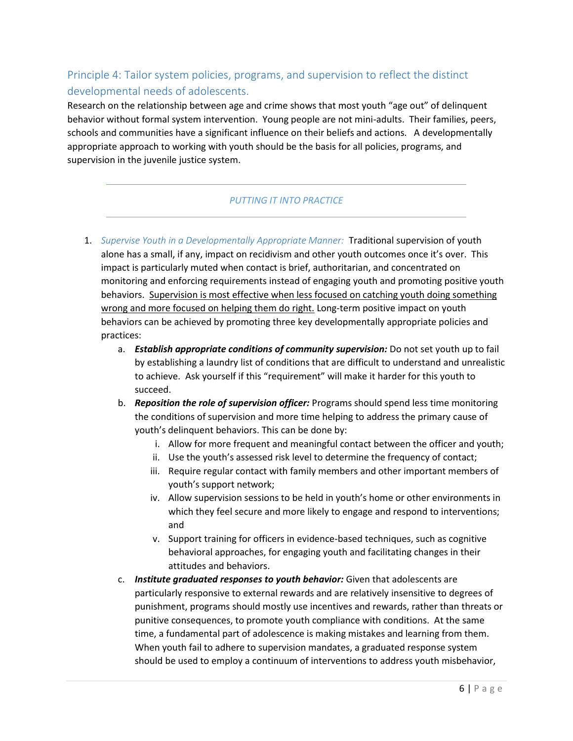## Principle 4: Tailor system policies, programs, and supervision to reflect the distinct developmental needs of adolescents.

Research on the relationship between age and crime shows that most youth "age out" of delinquent behavior without formal system intervention. Young people are not mini-adults. Their families, peers, schools and communities have a significant influence on their beliefs and actions. A developmentally appropriate approach to working with youth should be the basis for all policies, programs, and supervision in the juvenile justice system.

---

*PUTTING IT INTO PRACTICE*

---

1. *Supervise Youth in a Developmentally Appropriate Manner:* Traditional supervision of youth alone has a small, if any, impact on recidivism and other youth outcomes once it's over. This impact is particularly muted when contact is brief, authoritarian, and concentrated on monitoring and enforcing requirements instead of engaging youth and promoting positive youth behaviors. <u>Supervision is most effective when less focused on catching youth doing something wrong and more focused on helping them do right.</u> Long-term positive impact on youth behaviors can be achieved by promoting three key developmentally appropriate policies and practices:
   a. ***Establish appropriate conditions of community supervision:*** Do not set youth up to fail by establishing a laundry list of conditions that are difficult to understand and unrealistic to achieve. Ask yourself if this "requirement" will make it harder for this youth to succeed.
   b. ***Reposition the role of supervision officer:*** Programs should spend less time monitoring the conditions of supervision and more time helping to address the primary cause of youth's delinquent behaviors. This can be done by:
      i. Allow for more frequent and meaningful contact between the officer and youth;
      ii. Use the youth's assessed risk level to determine the frequency of contact;
      iii. Require regular contact with family members and other important members of youth's support network;
      iv. Allow supervision sessions to be held in youth's home or other environments in which they feel secure and more likely to engage and respond to interventions; and
      v. Support training for officers in evidence-based techniques, such as cognitive behavioral approaches, for engaging youth and facilitating changes in their attitudes and behaviors.
   c. ***Institute graduated responses to youth behavior:*** Given that adolescents are particularly responsive to external rewards and are relatively insensitive to degrees of punishment, programs should mostly use incentives and rewards, rather than threats or punitive consequences, to promote youth compliance with conditions. At the same time, a fundamental part of adolescence is making mistakes and learning from them. When youth fail to adhere to supervision mandates, a graduated response system should be used to employ a continuum of interventions to address youth misbehavior,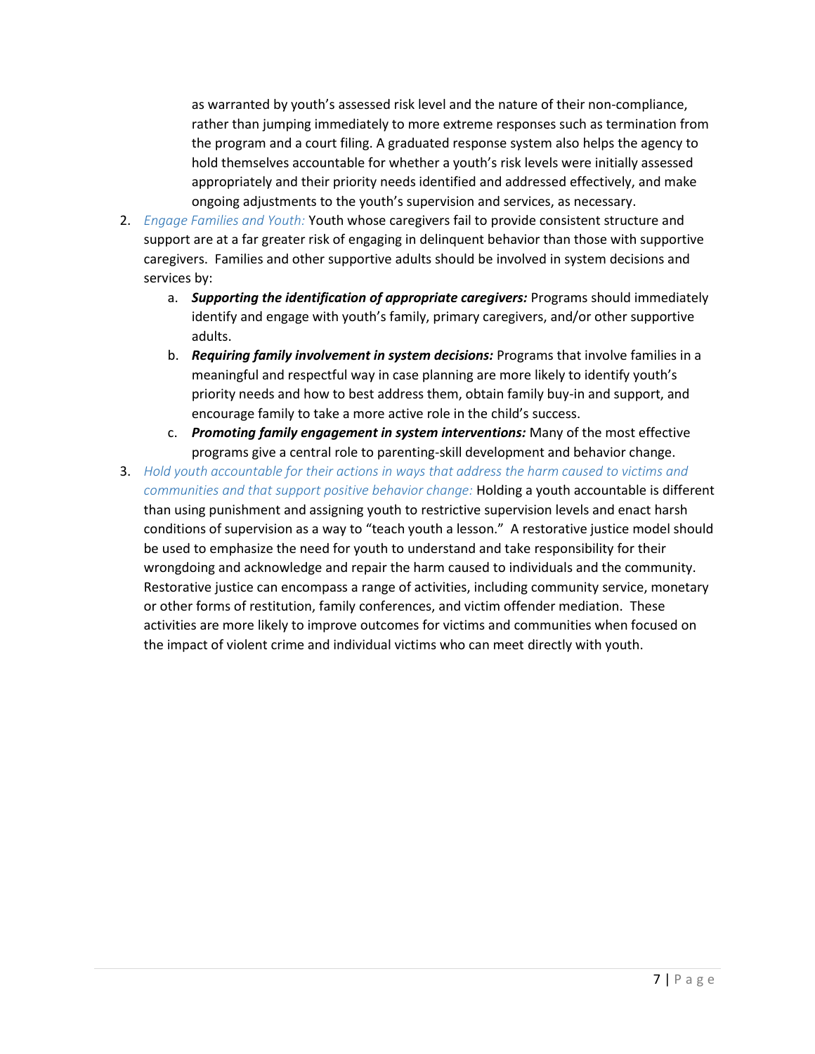as warranted by youth's assessed risk level and the nature of their non-compliance, rather than jumping immediately to more extreme responses such as termination from the program and a court filing. A graduated response system also helps the agency to hold themselves accountable for whether a youth's risk levels were initially assessed appropriately and their priority needs identified and addressed effectively, and make ongoing adjustments to the youth's supervision and services, as necessary.

2. *Engage Families and Youth:* Youth whose caregivers fail to provide consistent structure and support are at a far greater risk of engaging in delinquent behavior than those with supportive caregivers. Families and other supportive adults should be involved in system decisions and services by:
    a. ***Supporting the identification of appropriate caregivers:*** Programs should immediately identify and engage with youth's family, primary caregivers, and/or other supportive adults.
    b. ***Requiring family involvement in system decisions:*** Programs that involve families in a meaningful and respectful way in case planning are more likely to identify youth's priority needs and how to best address them, obtain family buy-in and support, and encourage family to take a more active role in the child's success.
    c. ***Promoting family engagement in system interventions:*** Many of the most effective programs give a central role to parenting-skill development and behavior change.
3. *Hold youth accountable for their actions in ways that address the harm caused to victims and communities and that support positive behavior change:* Holding a youth accountable is different than using punishment and assigning youth to restrictive supervision levels and enact harsh conditions of supervision as a way to "teach youth a lesson." A restorative justice model should be used to emphasize the need for youth to understand and take responsibility for their wrongdoing and acknowledge and repair the harm caused to individuals and the community. Restorative justice can encompass a range of activities, including community service, monetary or other forms of restitution, family conferences, and victim offender mediation. These activities are more likely to improve outcomes for victims and communities when focused on the impact of violent crime and individual victims who can meet directly with youth.